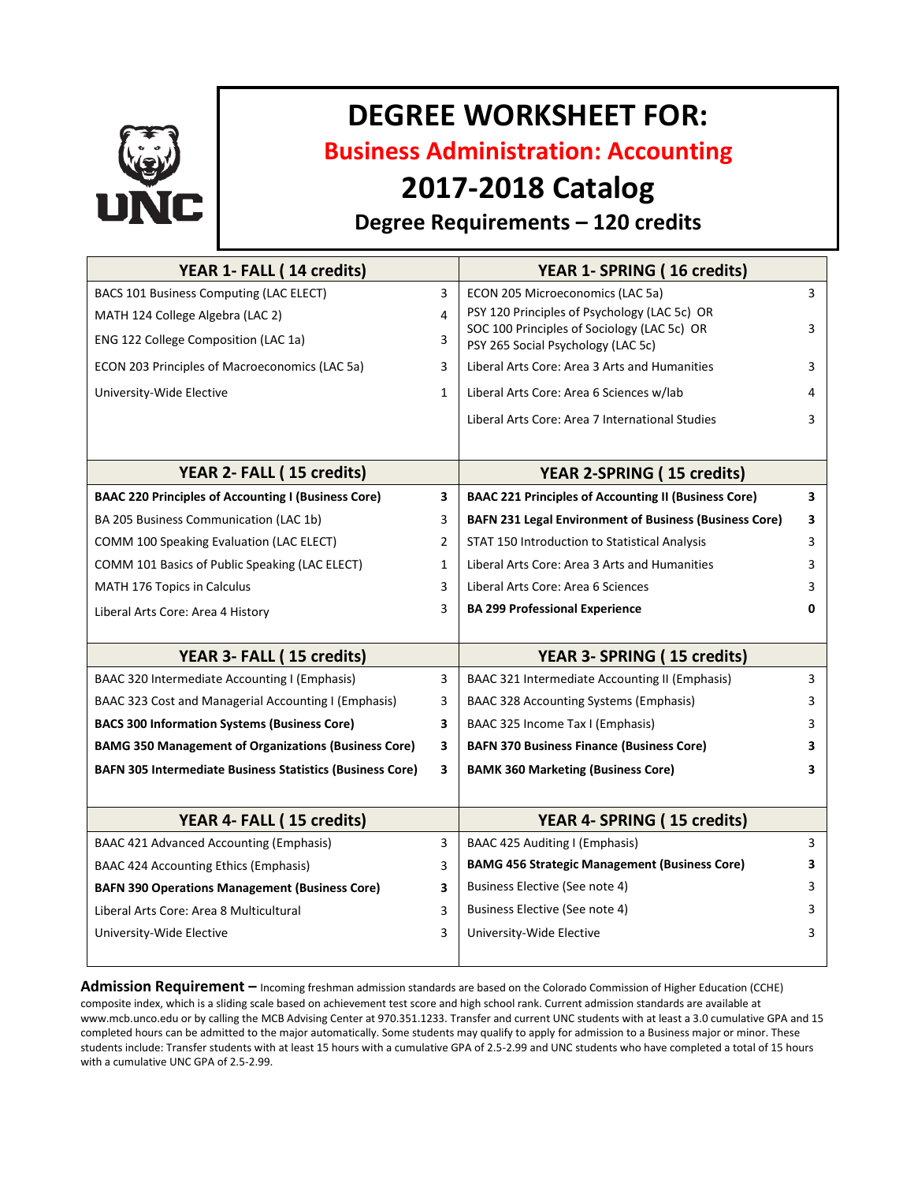# DEGREE WORKSHEET FOR:

## Business Administration: Accounting

## 2017-2018 Catalog

### Degree Requirements – 120 credits

| YEAR 1- FALL ( 14 credits) | | YEAR 1- SPRING ( 16 credits) | |
|---|---|---|---|
| BACS 101 Business Computing (LAC ELECT) | 3 | ECON 205 Microeconomics (LAC 5a) | 3 |
| MATH 124 College Algebra (LAC 2) | 4 | PSY 120 Principles of Psychology (LAC 5c) OR SOC 100 Principles of Sociology (LAC 5c) OR PSY 265 Social Psychology (LAC 5c) | 3 |
| ENG 122 College Composition (LAC 1a) | 3 | Liberal Arts Core: Area 3 Arts and Humanities | 3 |
| ECON 203 Principles of Macroeconomics (LAC 5a) | 3 | Liberal Arts Core: Area 6 Sciences w/lab | 4 |
| University-Wide Elective | 1 | Liberal Arts Core: Area 7 International Studies | 3 |
| **YEAR 2- FALL ( 15 credits)** | | **YEAR 2-SPRING ( 15 credits)** | |
| **BAAC 220 Principles of Accounting I (Business Core)** | **3** | **BAAC 221 Principles of Accounting II (Business Core)** | **3** |
| BA 205 Business Communication (LAC 1b) | 3 | **BAFN 231 Legal Environment of Business (Business Core)** | **3** |
| COMM 100 Speaking Evaluation (LAC ELECT) | 2 | STAT 150 Introduction to Statistical Analysis | 3 |
| COMM 101 Basics of Public Speaking (LAC ELECT) | 1 | Liberal Arts Core: Area 3 Arts and Humanities | 3 |
| MATH 176 Topics in Calculus | 3 | Liberal Arts Core: Area 6 Sciences | 3 |
| Liberal Arts Core: Area 4 History | 3 | **BA 299 Professional Experience** | **0** |
| **YEAR 3- FALL ( 15 credits)** | | **YEAR 3- SPRING ( 15 credits)** | |
| BAAC 320 Intermediate Accounting I (Emphasis) | 3 | BAAC 321 Intermediate Accounting II (Emphasis) | 3 |
| BAAC 323 Cost and Managerial Accounting I (Emphasis) | 3 | BAAC 328 Accounting Systems (Emphasis) | 3 |
| **BACS 300 Information Systems (Business Core)** | **3** | BAAC 325 Income Tax I (Emphasis) | 3 |
| **BAMG 350 Management of Organizations (Business Core)** | **3** | **BAFN 370 Business Finance (Business Core)** | **3** |
| **BAFN 305 Intermediate Business Statistics (Business Core)** | **3** | **BAMK 360 Marketing (Business Core)** | **3** |
| **YEAR 4- FALL ( 15 credits)** | | **YEAR 4- SPRING ( 15 credits)** | |
| BAAC 421 Advanced Accounting (Emphasis) | 3 | BAAC 425 Auditing I (Emphasis) | 3 |
| BAAC 424 Accounting Ethics (Emphasis) | 3 | **BAMG 456 Strategic Management (Business Core)** | **3** |
| **BAFN 390 Operations Management (Business Core)** | **3** | Business Elective (See note 4) | 3 |
| Liberal Arts Core: Area 8 Multicultural | 3 | Business Elective (See note 4) | 3 |
| University-Wide Elective | 3 | University-Wide Elective | 3 |

**Admission Requirement –** Incoming freshman admission standards are based on the Colorado Commission of Higher Education (CCHE) composite index, which is a sliding scale based on achievement test score and high school rank. Current admission standards are available at www.mcb.unco.edu or by calling the MCB Advising Center at 970.351.1233. Transfer and current UNC students with at least a 3.0 cumulative GPA and 15 completed hours can be admitted to the major automatically. Some students may qualify to apply for admission to a Business major or minor. These students include: Transfer students with at least 15 hours with a cumulative GPA of 2.5-2.99 and UNC students who have completed a total of 15 hours with a cumulative UNC GPA of 2.5-2.99.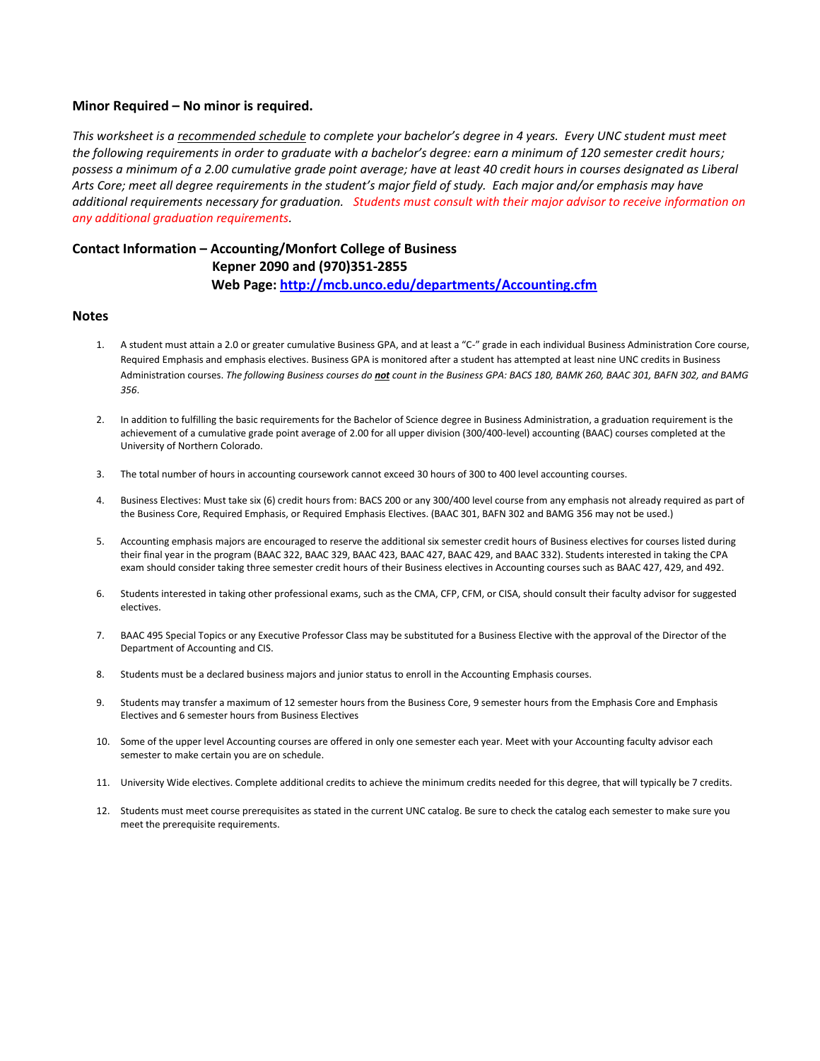## Minor Required – No minor is required.

*This worksheet is a recommended schedule to complete your bachelor's degree in 4 years. Every UNC student must meet the following requirements in order to graduate with a bachelor's degree: earn a minimum of 120 semester credit hours; possess a minimum of a 2.00 cumulative grade point average; have at least 40 credit hours in courses designated as Liberal Arts Core; meet all degree requirements in the student's major field of study. Each major and/or emphasis may have additional requirements necessary for graduation. Students must consult with their major advisor to receive information on any additional graduation requirements.*

## Contact Information – Accounting/Monfort College of Business

**Kepner 2090 and (970)351-2855**

**Web Page: [http://mcb.unco.edu/departments/Accounting.cfm](http://mcb.unco.edu/departments/Accounting.cfm)**

## Notes

1. A student must attain a 2.0 or greater cumulative Business GPA, and at least a "C-" grade in each individual Business Administration Core course, Required Emphasis and emphasis electives. Business GPA is monitored after a student has attempted at least nine UNC credits in Business Administration courses. *The following Business courses do **not** count in the Business GPA: BACS 180, BAMK 260, BAAC 301, BAFN 302, and BAMG 356*.
2. In addition to fulfilling the basic requirements for the Bachelor of Science degree in Business Administration, a graduation requirement is the achievement of a cumulative grade point average of 2.00 for all upper division (300/400-level) accounting (BAAC) courses completed at the University of Northern Colorado.
3. The total number of hours in accounting coursework cannot exceed 30 hours of 300 to 400 level accounting courses.
4. Business Electives: Must take six (6) credit hours from: BACS 200 or any 300/400 level course from any emphasis not already required as part of the Business Core, Required Emphasis, or Required Emphasis Electives. (BAAC 301, BAFN 302 and BAMG 356 may not be used.)
5. Accounting emphasis majors are encouraged to reserve the additional six semester credit hours of Business electives for courses listed during their final year in the program (BAAC 322, BAAC 329, BAAC 423, BAAC 427, BAAC 429, and BAAC 332). Students interested in taking the CPA exam should consider taking three semester credit hours of their Business electives in Accounting courses such as BAAC 427, 429, and 492.
6. Students interested in taking other professional exams, such as the CMA, CFP, CFM, or CISA, should consult their faculty advisor for suggested electives.
7. BAAC 495 Special Topics or any Executive Professor Class may be substituted for a Business Elective with the approval of the Director of the Department of Accounting and CIS.
8. Students must be a declared business majors and junior status to enroll in the Accounting Emphasis courses.
9. Students may transfer a maximum of 12 semester hours from the Business Core, 9 semester hours from the Emphasis Core and Emphasis Electives and 6 semester hours from Business Electives
10. Some of the upper level Accounting courses are offered in only one semester each year. Meet with your Accounting faculty advisor each semester to make certain you are on schedule.
11. University Wide electives. Complete additional credits to achieve the minimum credits needed for this degree, that will typically be 7 credits.
12. Students must meet course prerequisites as stated in the current UNC catalog. Be sure to check the catalog each semester to make sure you meet the prerequisite requirements.